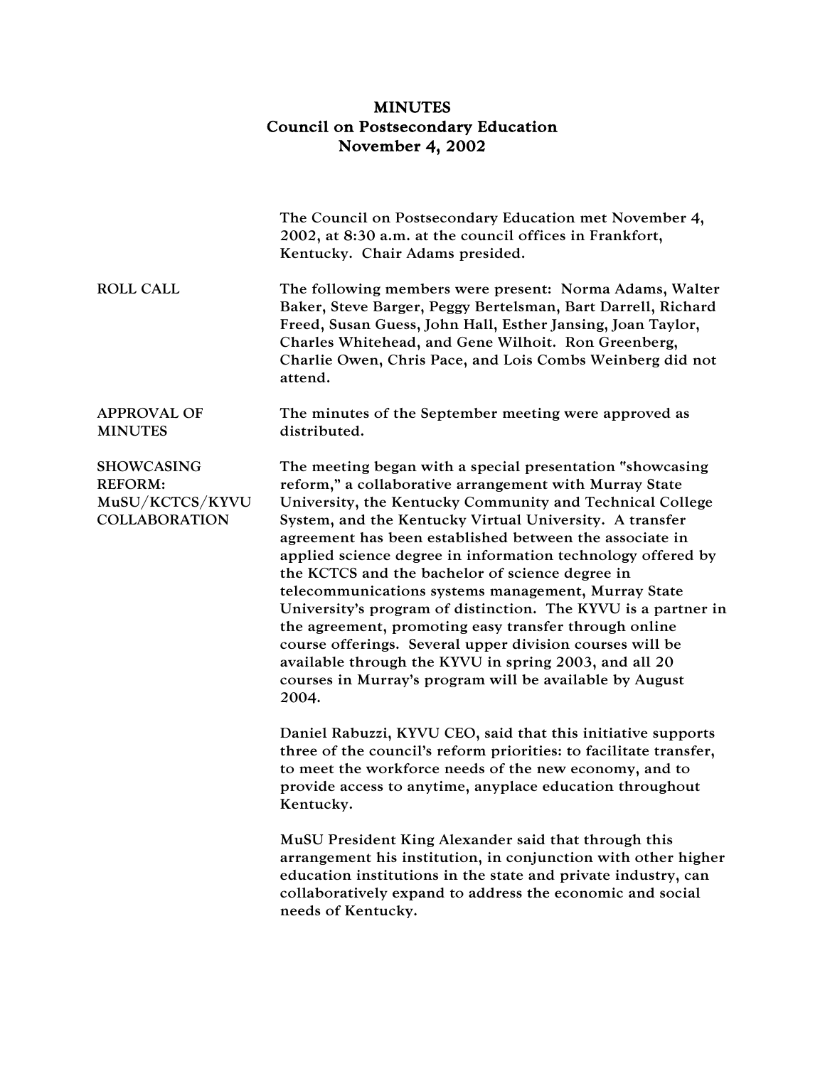# MINUTES
## Council on Postsecondary Education
## November 4, 2002

The Council on Postsecondary Education met November 4, 2002, at 8:30 a.m. at the council offices in Frankfort, Kentucky. Chair Adams presided.

**ROLL CALL**

The following members were present: Norma Adams, Walter Baker, Steve Barger, Peggy Bertelsman, Bart Darrell, Richard Freed, Susan Guess, John Hall, Esther Jansing, Joan Taylor, Charles Whitehead, and Gene Wilhoit. Ron Greenberg, Charlie Owen, Chris Pace, and Lois Combs Weinberg did not attend.

**APPROVAL OF MINUTES**

The minutes of the September meeting were approved as distributed.

**SHOWCASING REFORM: MuSU/KCTCS/KYVU COLLABORATION**

The meeting began with a special presentation "showcasing reform," a collaborative arrangement with Murray State University, the Kentucky Community and Technical College System, and the Kentucky Virtual University. A transfer agreement has been established between the associate in applied science degree in information technology offered by the KCTCS and the bachelor of science degree in telecommunications systems management, Murray State University's program of distinction. The KYVU is a partner in the agreement, promoting easy transfer through online course offerings. Several upper division courses will be available through the KYVU in spring 2003, and all 20 courses in Murray's program will be available by August 2004.

Daniel Rabuzzi, KYVU CEO, said that this initiative supports three of the council's reform priorities: to facilitate transfer, to meet the workforce needs of the new economy, and to provide access to anytime, anyplace education throughout Kentucky.

MuSU President King Alexander said that through this arrangement his institution, in conjunction with other higher education institutions in the state and private industry, can collaboratively expand to address the economic and social needs of Kentucky.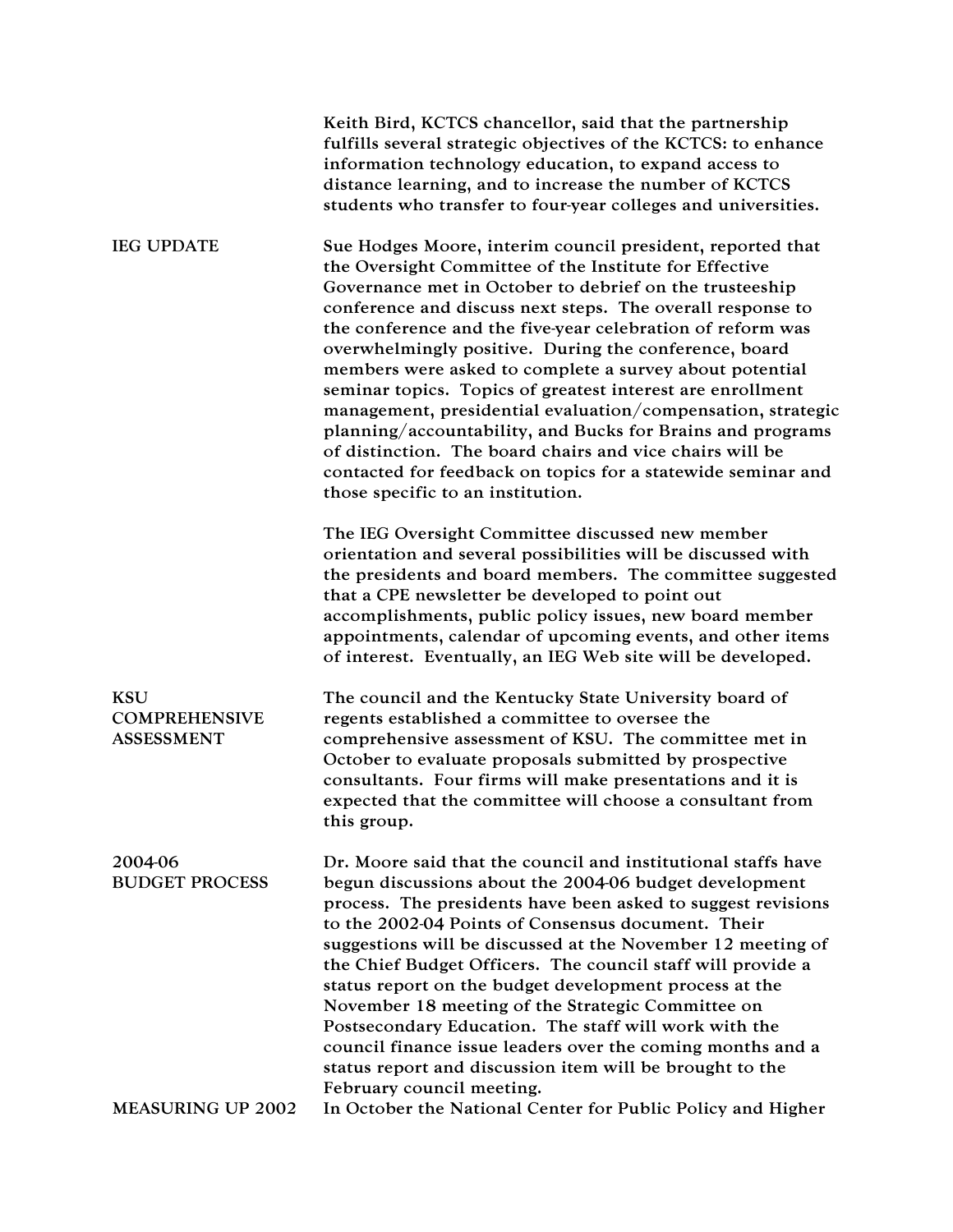Keith Bird, KCTCS chancellor, said that the partnership fulfills several strategic objectives of the KCTCS: to enhance information technology education, to expand access to distance learning, and to increase the number of KCTCS students who transfer to four-year colleges and universities.

**IEG UPDATE**

Sue Hodges Moore, interim council president, reported that the Oversight Committee of the Institute for Effective Governance met in October to debrief on the trusteeship conference and discuss next steps. The overall response to the conference and the five-year celebration of reform was overwhelmingly positive. During the conference, board members were asked to complete a survey about potential seminar topics. Topics of greatest interest are enrollment management, presidential evaluation/compensation, strategic planning/accountability, and Bucks for Brains and programs of distinction. The board chairs and vice chairs will be contacted for feedback on topics for a statewide seminar and those specific to an institution.

The IEG Oversight Committee discussed new member orientation and several possibilities will be discussed with the presidents and board members. The committee suggested that a CPE newsletter be developed to point out accomplishments, public policy issues, new board member appointments, calendar of upcoming events, and other items of interest. Eventually, an IEG Web site will be developed.

**KSU COMPREHENSIVE ASSESSMENT**

The council and the Kentucky State University board of regents established a committee to oversee the comprehensive assessment of KSU. The committee met in October to evaluate proposals submitted by prospective consultants. Four firms will make presentations and it is expected that the committee will choose a consultant from this group.

**2004-06 BUDGET PROCESS**

Dr. Moore said that the council and institutional staffs have begun discussions about the 2004-06 budget development process. The presidents have been asked to suggest revisions to the 2002-04 Points of Consensus document. Their suggestions will be discussed at the November 12 meeting of the Chief Budget Officers. The council staff will provide a status report on the budget development process at the November 18 meeting of the Strategic Committee on Postsecondary Education. The staff will work with the council finance issue leaders over the coming months and a status report and discussion item will be brought to the February council meeting.

**MEASURING UP 2002**

In October the National Center for Public Policy and Higher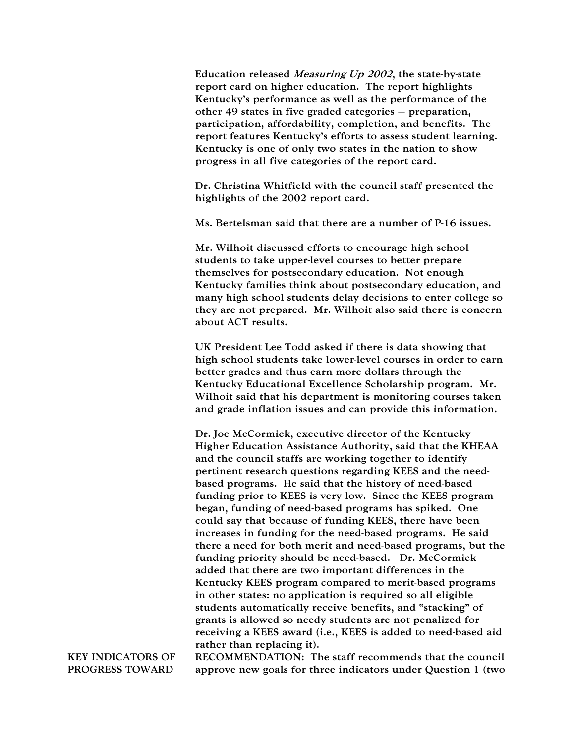Education released *Measuring Up 2002*, the state-by-state report card on higher education. The report highlights Kentucky's performance as well as the performance of the other 49 states in five graded categories – preparation, participation, affordability, completion, and benefits. The report features Kentucky's efforts to assess student learning. Kentucky is one of only two states in the nation to show progress in all five categories of the report card.

Dr. Christina Whitfield with the council staff presented the highlights of the 2002 report card.

Ms. Bertelsman said that there are a number of P-16 issues.

Mr. Wilhoit discussed efforts to encourage high school students to take upper-level courses to better prepare themselves for postsecondary education. Not enough Kentucky families think about postsecondary education, and many high school students delay decisions to enter college so they are not prepared. Mr. Wilhoit also said there is concern about ACT results.

UK President Lee Todd asked if there is data showing that high school students take lower-level courses in order to earn better grades and thus earn more dollars through the Kentucky Educational Excellence Scholarship program. Mr. Wilhoit said that his department is monitoring courses taken and grade inflation issues and can provide this information.

Dr. Joe McCormick, executive director of the Kentucky Higher Education Assistance Authority, said that the KHEAA and the council staffs are working together to identify pertinent research questions regarding KEES and the need-based programs. He said that the history of need-based funding prior to KEES is very low. Since the KEES program began, funding of need-based programs has spiked. One could say that because of funding KEES, there have been increases in funding for the need-based programs. He said there a need for both merit and need-based programs, but the funding priority should be need-based. Dr. McCormick added that there are two important differences in the Kentucky KEES program compared to merit-based programs in other states: no application is required so all eligible students automatically receive benefits, and "stacking" of grants is allowed so needy students are not penalized for receiving a KEES award (i.e., KEES is added to need-based aid rather than replacing it).

**KEY INDICATORS OF PROGRESS TOWARD**

RECOMMENDATION: The staff recommends that the council approve new goals for three indicators under Question 1 (two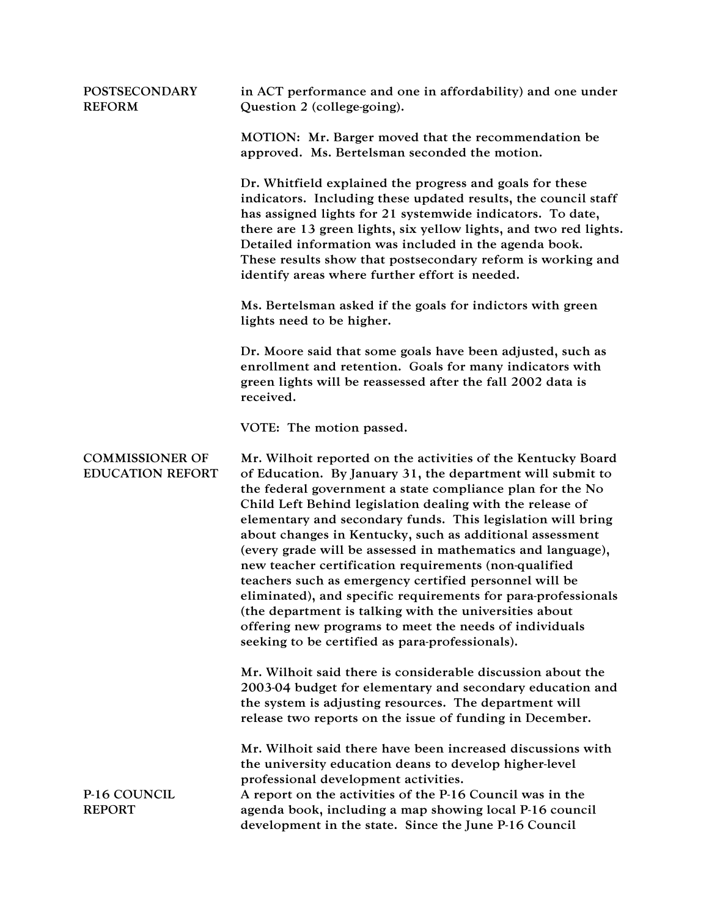**POSTSECONDARY REFORM**

in ACT performance and one in affordability) and one under Question 2 (college-going).

MOTION: Mr. Barger moved that the recommendation be approved. Ms. Bertelsman seconded the motion.

Dr. Whitfield explained the progress and goals for these indicators. Including these updated results, the council staff has assigned lights for 21 systemwide indicators. To date, there are 13 green lights, six yellow lights, and two red lights. Detailed information was included in the agenda book. These results show that postsecondary reform is working and identify areas where further effort is needed.

Ms. Bertelsman asked if the goals for indictors with green lights need to be higher.

Dr. Moore said that some goals have been adjusted, such as enrollment and retention. Goals for many indicators with green lights will be reassessed after the fall 2002 data is received.

VOTE: The motion passed.

**COMMISSIONER OF EDUCATION REFORT**

Mr. Wilhoit reported on the activities of the Kentucky Board of Education. By January 31, the department will submit to the federal government a state compliance plan for the No Child Left Behind legislation dealing with the release of elementary and secondary funds. This legislation will bring about changes in Kentucky, such as additional assessment (every grade will be assessed in mathematics and language), new teacher certification requirements (non-qualified teachers such as emergency certified personnel will be eliminated), and specific requirements for para-professionals (the department is talking with the universities about offering new programs to meet the needs of individuals seeking to be certified as para-professionals).

Mr. Wilhoit said there is considerable discussion about the 2003-04 budget for elementary and secondary education and the system is adjusting resources. The department will release two reports on the issue of funding in December.

Mr. Wilhoit said there have been increased discussions with the university education deans to develop higher-level professional development activities.

**P-16 COUNCIL REPORT**

A report on the activities of the P-16 Council was in the agenda book, including a map showing local P-16 council development in the state. Since the June P-16 Council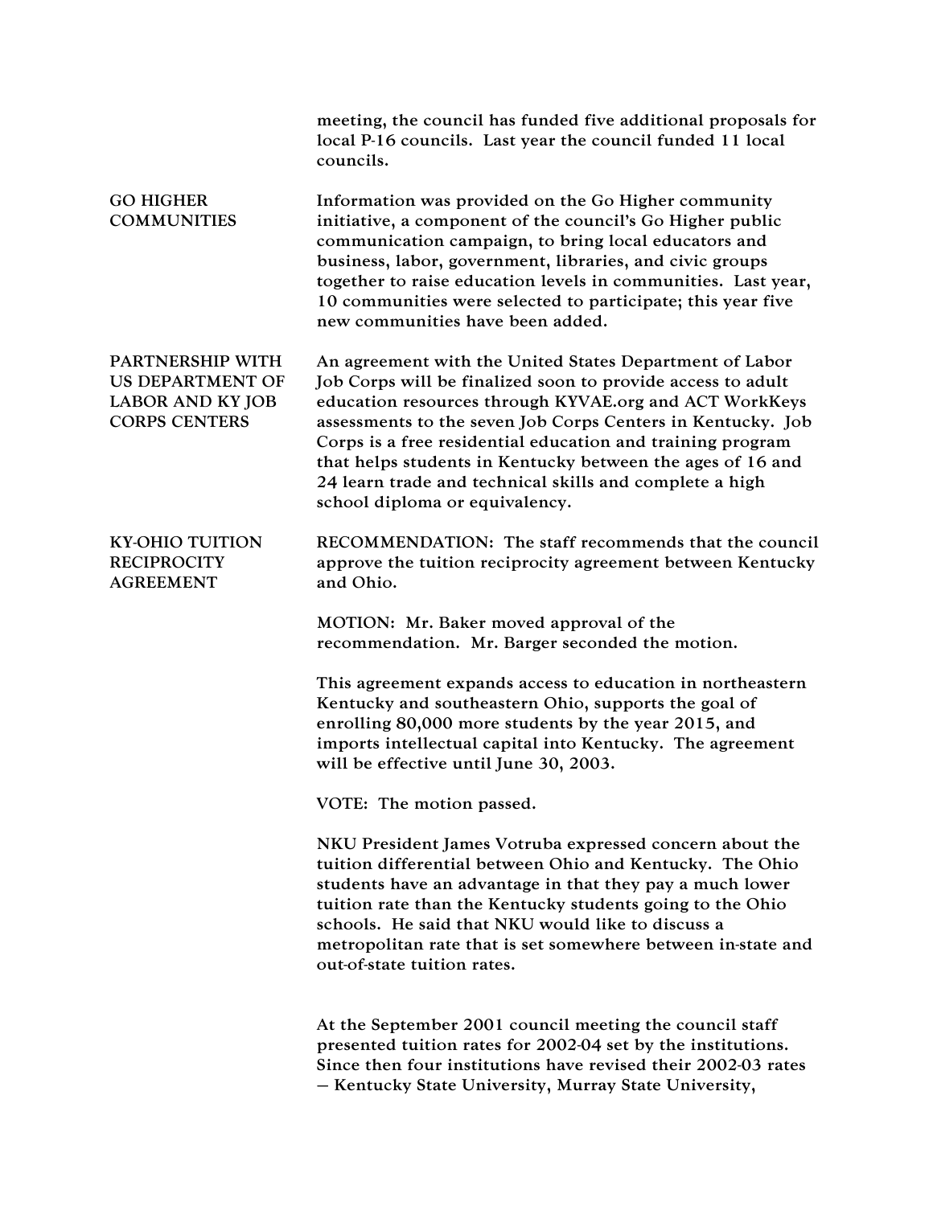meeting, the council has funded five additional proposals for local P-16 councils. Last year the council funded 11 local councils.

**GO HIGHER COMMUNITIES**

Information was provided on the Go Higher community initiative, a component of the council's Go Higher public communication campaign, to bring local educators and business, labor, government, libraries, and civic groups together to raise education levels in communities. Last year, 10 communities were selected to participate; this year five new communities have been added.

**PARTNERSHIP WITH US DEPARTMENT OF LABOR AND KY JOB CORPS CENTERS**

An agreement with the United States Department of Labor Job Corps will be finalized soon to provide access to adult education resources through KYVAE.org and ACT WorkKeys assessments to the seven Job Corps Centers in Kentucky. Job Corps is a free residential education and training program that helps students in Kentucky between the ages of 16 and 24 learn trade and technical skills and complete a high school diploma or equivalency.

**KY-OHIO TUITION RECIPROCITY AGREEMENT**

RECOMMENDATION: The staff recommends that the council approve the tuition reciprocity agreement between Kentucky and Ohio.

MOTION: Mr. Baker moved approval of the recommendation. Mr. Barger seconded the motion.

This agreement expands access to education in northeastern Kentucky and southeastern Ohio, supports the goal of enrolling 80,000 more students by the year 2015, and imports intellectual capital into Kentucky. The agreement will be effective until June 30, 2003.

VOTE: The motion passed.

NKU President James Votruba expressed concern about the tuition differential between Ohio and Kentucky. The Ohio students have an advantage in that they pay a much lower tuition rate than the Kentucky students going to the Ohio schools. He said that NKU would like to discuss a metropolitan rate that is set somewhere between in-state and out-of-state tuition rates.

At the September 2001 council meeting the council staff presented tuition rates for 2002-04 set by the institutions. Since then four institutions have revised their 2002-03 rates – Kentucky State University, Murray State University,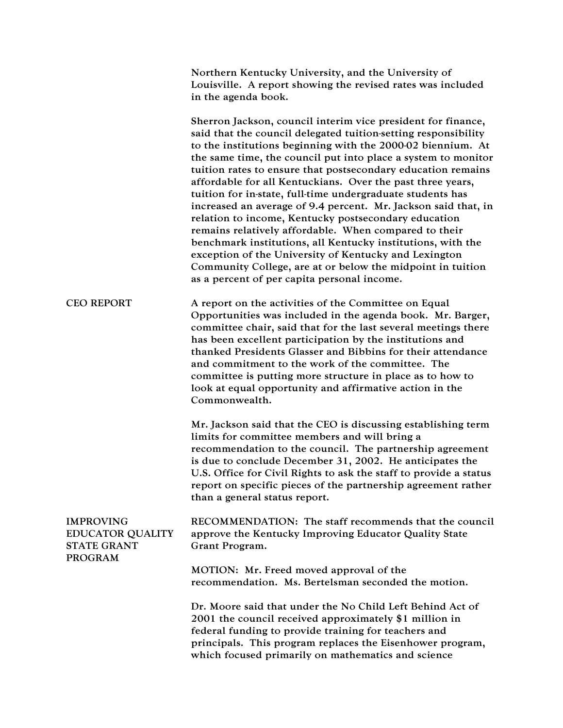Northern Kentucky University, and the University of Louisville. A report showing the revised rates was included in the agenda book.

Sherron Jackson, council interim vice president for finance, said that the council delegated tuition-setting responsibility to the institutions beginning with the 2000-02 biennium. At the same time, the council put into place a system to monitor tuition rates to ensure that postsecondary education remains affordable for all Kentuckians. Over the past three years, tuition for in-state, full-time undergraduate students has increased an average of 9.4 percent. Mr. Jackson said that, in relation to income, Kentucky postsecondary education remains relatively affordable. When compared to their benchmark institutions, all Kentucky institutions, with the exception of the University of Kentucky and Lexington Community College, are at or below the midpoint in tuition as a percent of per capita personal income.

**CEO REPORT**

A report on the activities of the Committee on Equal Opportunities was included in the agenda book. Mr. Barger, committee chair, said that for the last several meetings there has been excellent participation by the institutions and thanked Presidents Glasser and Bibbins for their attendance and commitment to the work of the committee. The committee is putting more structure in place as to how to look at equal opportunity and affirmative action in the Commonwealth.

Mr. Jackson said that the CEO is discussing establishing term limits for committee members and will bring a recommendation to the council. The partnership agreement is due to conclude December 31, 2002. He anticipates the U.S. Office for Civil Rights to ask the staff to provide a status report on specific pieces of the partnership agreement rather than a general status report.

**IMPROVING EDUCATOR QUALITY STATE GRANT PROGRAM**

RECOMMENDATION: The staff recommends that the council approve the Kentucky Improving Educator Quality State Grant Program.

MOTION: Mr. Freed moved approval of the recommendation. Ms. Bertelsman seconded the motion.

Dr. Moore said that under the No Child Left Behind Act of 2001 the council received approximately $1 million in federal funding to provide training for teachers and principals. This program replaces the Eisenhower program, which focused primarily on mathematics and science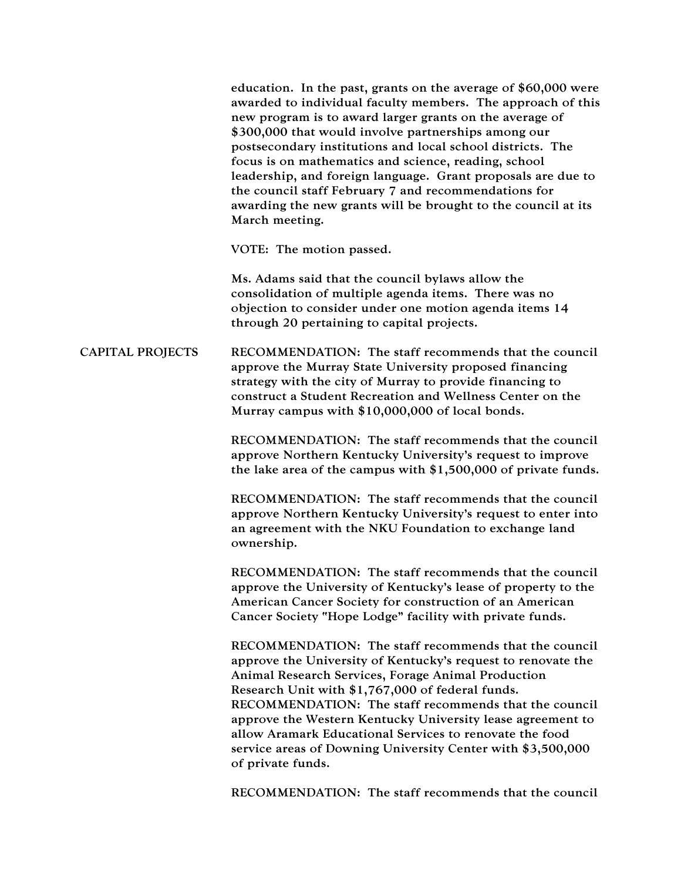education. In the past, grants on the average of $60,000 were awarded to individual faculty members. The approach of this new program is to award larger grants on the average of $300,000 that would involve partnerships among our postsecondary institutions and local school districts. The focus is on mathematics and science, reading, school leadership, and foreign language. Grant proposals are due to the council staff February 7 and recommendations for awarding the new grants will be brought to the council at its March meeting.

VOTE: The motion passed.

Ms. Adams said that the council bylaws allow the consolidation of multiple agenda items. There was no objection to consider under one motion agenda items 14 through 20 pertaining to capital projects.

**CAPITAL PROJECTS**

RECOMMENDATION: The staff recommends that the council approve the Murray State University proposed financing strategy with the city of Murray to provide financing to construct a Student Recreation and Wellness Center on the Murray campus with $10,000,000 of local bonds.

RECOMMENDATION: The staff recommends that the council approve Northern Kentucky University's request to improve the lake area of the campus with $1,500,000 of private funds.

RECOMMENDATION: The staff recommends that the council approve Northern Kentucky University's request to enter into an agreement with the NKU Foundation to exchange land ownership.

RECOMMENDATION: The staff recommends that the council approve the University of Kentucky's lease of property to the American Cancer Society for construction of an American Cancer Society "Hope Lodge" facility with private funds.

RECOMMENDATION: The staff recommends that the council approve the University of Kentucky's request to renovate the Animal Research Services, Forage Animal Production Research Unit with $1,767,000 of federal funds.

RECOMMENDATION: The staff recommends that the council approve the Western Kentucky University lease agreement to allow Aramark Educational Services to renovate the food service areas of Downing University Center with $3,500,000 of private funds.

RECOMMENDATION: The staff recommends that the council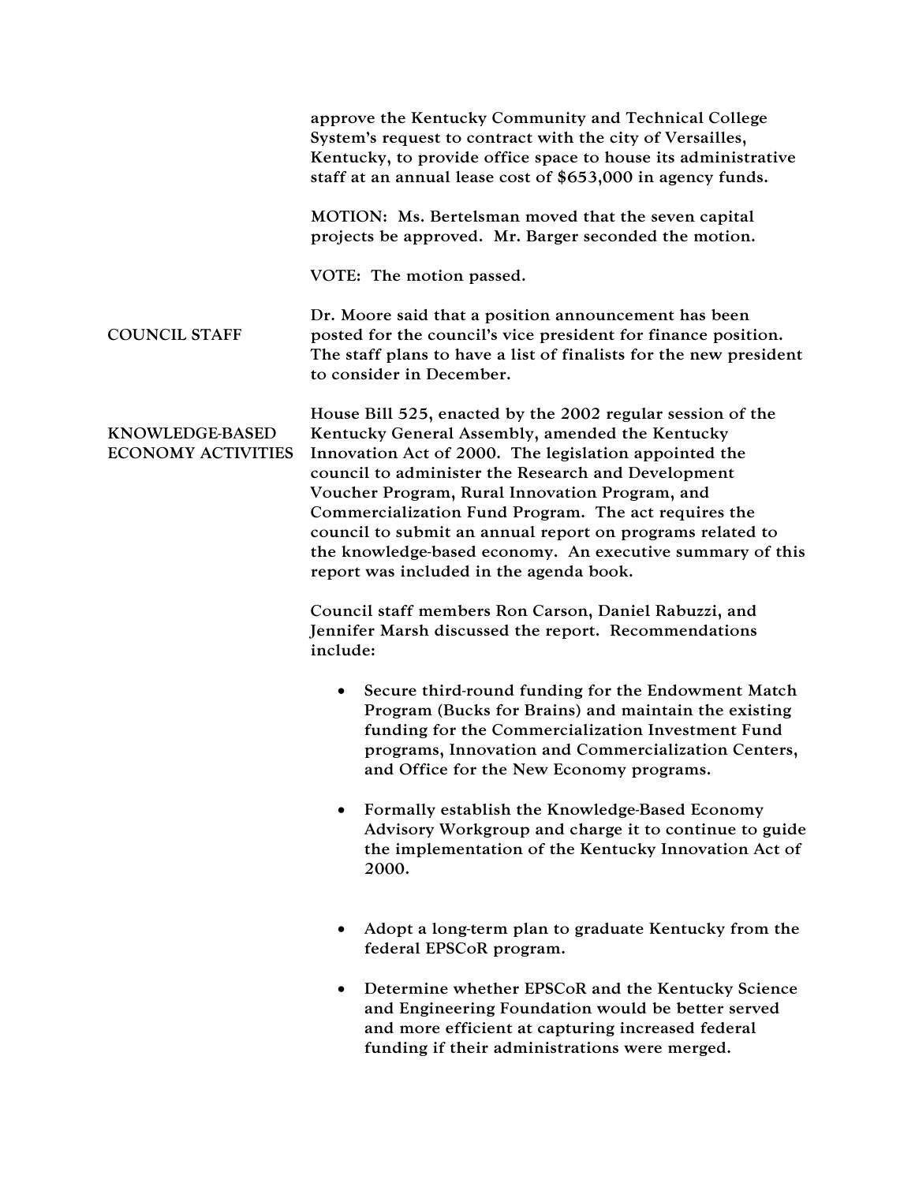approve the Kentucky Community and Technical College System's request to contract with the city of Versailles, Kentucky, to provide office space to house its administrative staff at an annual lease cost of $653,000 in agency funds.

MOTION: Ms. Bertelsman moved that the seven capital projects be approved. Mr. Barger seconded the motion.

VOTE: The motion passed.

**COUNCIL STAFF**

Dr. Moore said that a position announcement has been posted for the council's vice president for finance position. The staff plans to have a list of finalists for the new president to consider in December.

**KNOWLEDGE-BASED ECONOMY ACTIVITIES**

House Bill 525, enacted by the 2002 regular session of the Kentucky General Assembly, amended the Kentucky Innovation Act of 2000. The legislation appointed the council to administer the Research and Development Voucher Program, Rural Innovation Program, and Commercialization Fund Program. The act requires the council to submit an annual report on programs related to the knowledge-based economy. An executive summary of this report was included in the agenda book.

Council staff members Ron Carson, Daniel Rabuzzi, and Jennifer Marsh discussed the report. Recommendations include:

- Secure third-round funding for the Endowment Match Program (Bucks for Brains) and maintain the existing funding for the Commercialization Investment Fund programs, Innovation and Commercialization Centers, and Office for the New Economy programs.
- Formally establish the Knowledge-Based Economy Advisory Workgroup and charge it to continue to guide the implementation of the Kentucky Innovation Act of 2000.
- Adopt a long-term plan to graduate Kentucky from the federal EPSCoR program.
- Determine whether EPSCoR and the Kentucky Science and Engineering Foundation would be better served and more efficient at capturing increased federal funding if their administrations were merged.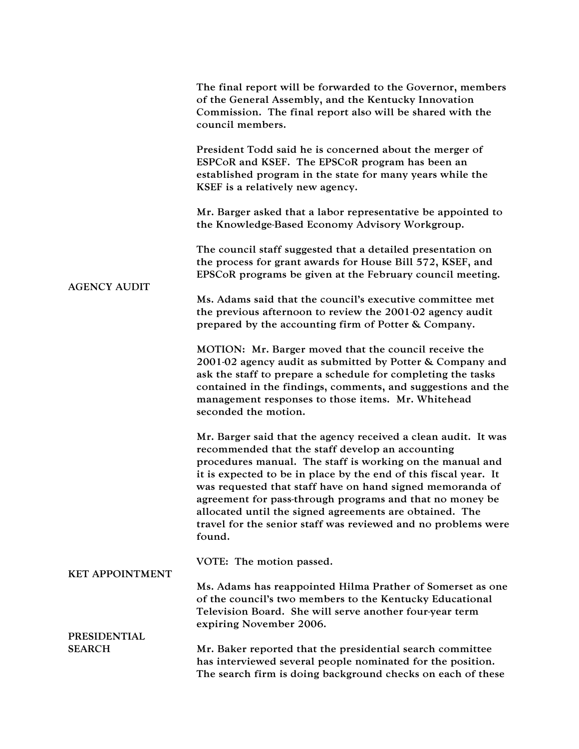The final report will be forwarded to the Governor, members of the General Assembly, and the Kentucky Innovation Commission. The final report also will be shared with the council members.

President Todd said he is concerned about the merger of ESPCoR and KSEF. The EPSCoR program has been an established program in the state for many years while the KSEF is a relatively new agency.

Mr. Barger asked that a labor representative be appointed to the Knowledge-Based Economy Advisory Workgroup.

The council staff suggested that a detailed presentation on the process for grant awards for House Bill 572, KSEF, and EPSCoR programs be given at the February council meeting.

**AGENCY AUDIT**

Ms. Adams said that the council's executive committee met the previous afternoon to review the 2001-02 agency audit prepared by the accounting firm of Potter & Company.

MOTION: Mr. Barger moved that the council receive the 2001-02 agency audit as submitted by Potter & Company and ask the staff to prepare a schedule for completing the tasks contained in the findings, comments, and suggestions and the management responses to those items. Mr. Whitehead seconded the motion.

Mr. Barger said that the agency received a clean audit. It was recommended that the staff develop an accounting procedures manual. The staff is working on the manual and it is expected to be in place by the end of this fiscal year. It was requested that staff have on hand signed memoranda of agreement for pass-through programs and that no money be allocated until the signed agreements are obtained. The travel for the senior staff was reviewed and no problems were found.

VOTE: The motion passed.

**KET APPOINTMENT**

Ms. Adams has reappointed Hilma Prather of Somerset as one of the council's two members to the Kentucky Educational Television Board. She will serve another four-year term expiring November 2006.

**PRESIDENTIAL SEARCH**

Mr. Baker reported that the presidential search committee has interviewed several people nominated for the position. The search firm is doing background checks on each of these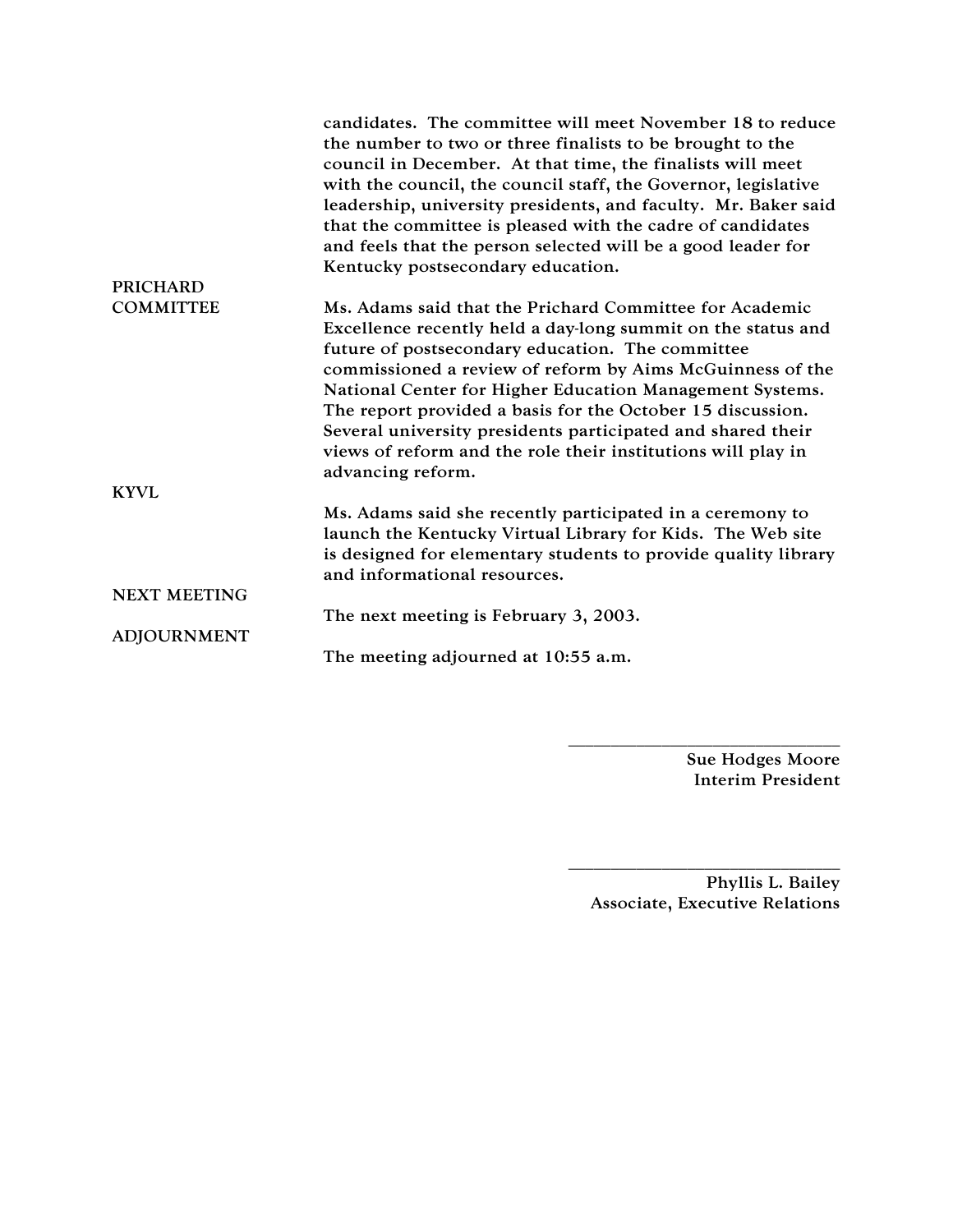candidates. The committee will meet November 18 to reduce the number to two or three finalists to be brought to the council in December. At that time, the finalists will meet with the council, the council staff, the Governor, legislative leadership, university presidents, and faculty. Mr. Baker said that the committee is pleased with the cadre of candidates and feels that the person selected will be a good leader for Kentucky postsecondary education.

**PRICHARD COMMITTEE**

Ms. Adams said that the Prichard Committee for Academic Excellence recently held a day-long summit on the status and future of postsecondary education. The committee commissioned a review of reform by Aims McGuinness of the National Center for Higher Education Management Systems. The report provided a basis for the October 15 discussion. Several university presidents participated and shared their views of reform and the role their institutions will play in advancing reform.

**KYVL**

Ms. Adams said she recently participated in a ceremony to launch the Kentucky Virtual Library for Kids. The Web site is designed for elementary students to provide quality library and informational resources.

**NEXT MEETING**

The next meeting is February 3, 2003.

**ADJOURNMENT**

The meeting adjourned at 10:55 a.m.

\_\_\_\_\_\_\_\_\_\_\_\_\_\_\_\_\_\_\_\_\_\_\_\_\_\_\_\_\_\_

Sue Hodges Moore
Interim President

\_\_\_\_\_\_\_\_\_\_\_\_\_\_\_\_\_\_\_\_\_\_\_\_\_\_\_\_\_\_

Phyllis L. Bailey
Associate, Executive Relations